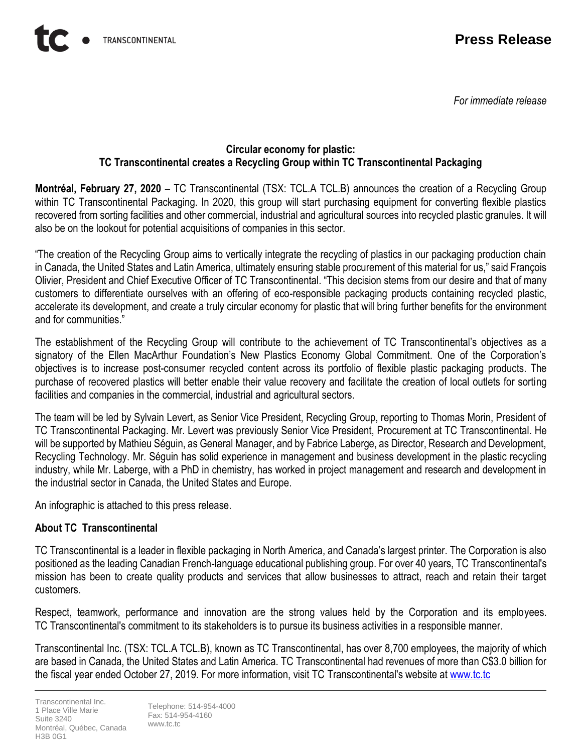**Press Release**

*For immediate release*

## Circular economy for plastic: TC Transcontinental creates a Recycling Group within TC Transcontinental Packaging

**Montréal, February 27, 2020** – TC Transcontinental (TSX: TCL.A TCL.B) announces the creation of a Recycling Group within TC Transcontinental Packaging. In 2020, this group will start purchasing equipment for converting flexible plastics recovered from sorting facilities and other commercial, industrial and agricultural sources into recycled plastic granules. It will also be on the lookout for potential acquisitions of companies in this sector.

"The creation of the Recycling Group aims to vertically integrate the recycling of plastics in our packaging production chain in Canada, the United States and Latin America, ultimately ensuring stable procurement of this material for us," said François Olivier, President and Chief Executive Officer of TC Transcontinental. "This decision stems from our desire and that of many customers to differentiate ourselves with an offering of eco-responsible packaging products containing recycled plastic, accelerate its development, and create a truly circular economy for plastic that will bring further benefits for the environment and for communities."

The establishment of the Recycling Group will contribute to the achievement of TC Transcontinental's objectives as a signatory of the Ellen MacArthur Foundation's New Plastics Economy Global Commitment. One of the Corporation's objectives is to increase post-consumer recycled content across its portfolio of flexible plastic packaging products. The purchase of recovered plastics will better enable their value recovery and facilitate the creation of local outlets for sorting facilities and companies in the commercial, industrial and agricultural sectors.

The team will be led by Sylvain Levert, as Senior Vice President, Recycling Group, reporting to Thomas Morin, President of TC Transcontinental Packaging. Mr. Levert was previously Senior Vice President, Procurement at TC Transcontinental. He will be supported by Mathieu Séguin, as General Manager, and by Fabrice Laberge, as Director, Research and Development, Recycling Technology. Mr. Séguin has solid experience in management and business development in the plastic recycling industry, while Mr. Laberge, with a PhD in chemistry, has worked in project management and research and development in the industrial sector in Canada, the United States and Europe.

An infographic is attached to this press release.

### About TC Transcontinental

TC Transcontinental is a leader in flexible packaging in North America, and Canada's largest printer. The Corporation is also positioned as the leading Canadian French-language educational publishing group. For over 40 years, TC Transcontinental's mission has been to create quality products and services that allow businesses to attract, reach and retain their target customers.

Respect, teamwork, performance and innovation are the strong values held by the Corporation and its employees. TC Transcontinental's commitment to its stakeholders is to pursue its business activities in a responsible manner.

Transcontinental Inc. (TSX: TCL.A TCL.B), known as TC Transcontinental, has over 8,700 employees, the majority of which are based in Canada, the United States and Latin America. TC Transcontinental had revenues of more than C$3.0 billion for the fiscal year ended October 27, 2019. For more information, visit TC Transcontinental's website at www.tc.tc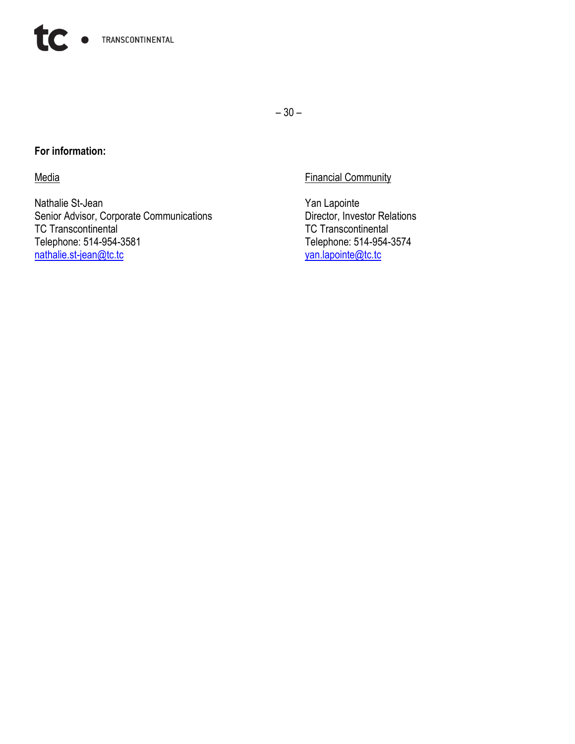– 30 –

**For information:**

Media

Nathalie St-Jean
Senior Advisor, Corporate Communications
TC Transcontinental
Telephone: 514-954-3581
nathalie.st-jean@tc.tc

Financial Community

Yan Lapointe
Director, Investor Relations
TC Transcontinental
Telephone: 514-954-3574
yan.lapointe@tc.tc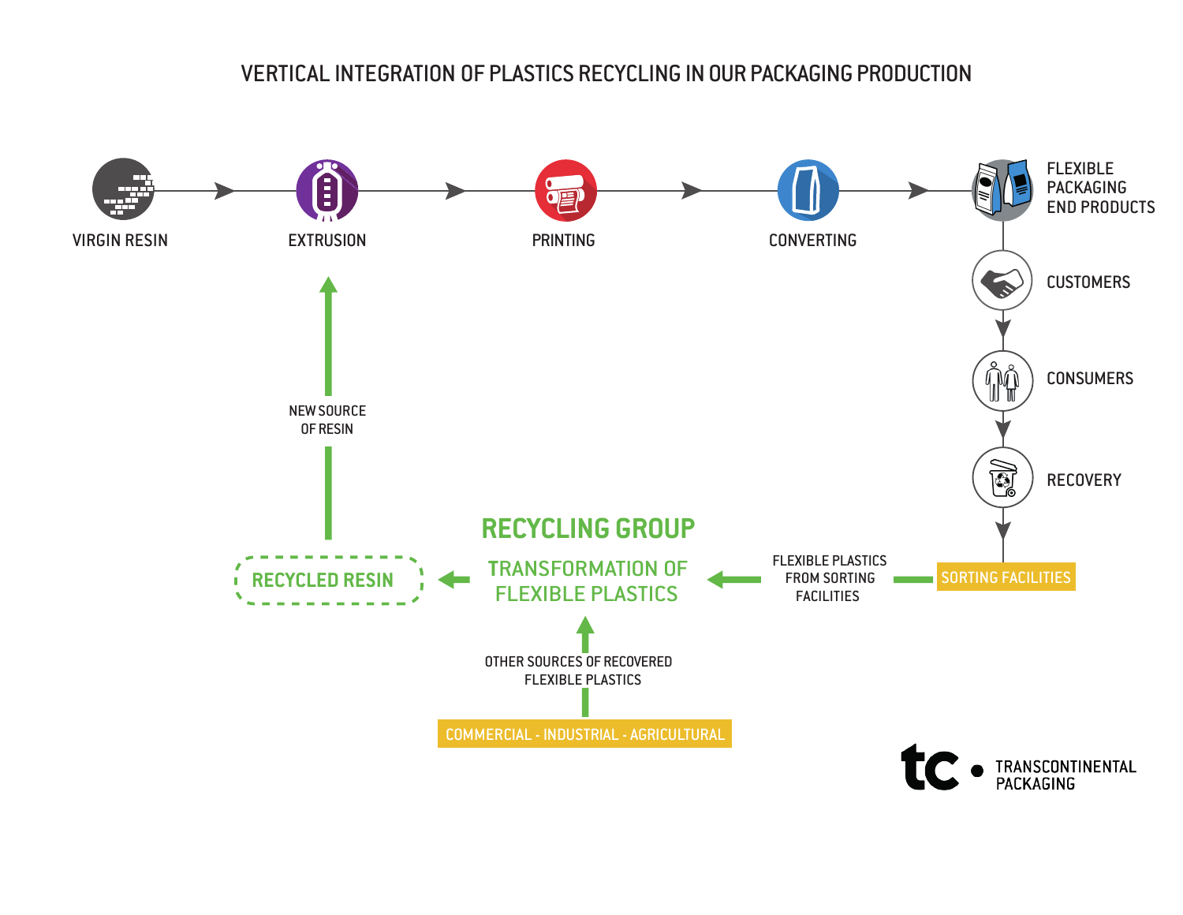# VERTICAL INTEGRATION OF PLASTICS RECYCLING IN OUR PACKAGING PRODUCTION

VIRGIN RESIN

EXTRUSION

PRINTING

CONVERTING

FLEXIBLE PACKAGING END PRODUCTS

CUSTOMERS

CONSUMERS

RECOVERY

SORTING FACILITIES

FLEXIBLE PLASTICS FROM SORTING FACILITIES

RECYCLING GROUP

TRANSFORMATION OF FLEXIBLE PLASTICS

OTHER SOURCES OF RECOVERED FLEXIBLE PLASTICS

COMMERCIAL - INDUSTRIAL - AGRICULTURAL

RECYCLED RESIN

NEW SOURCE OF RESIN

tc • TRANSCONTINENTAL PACKAGING